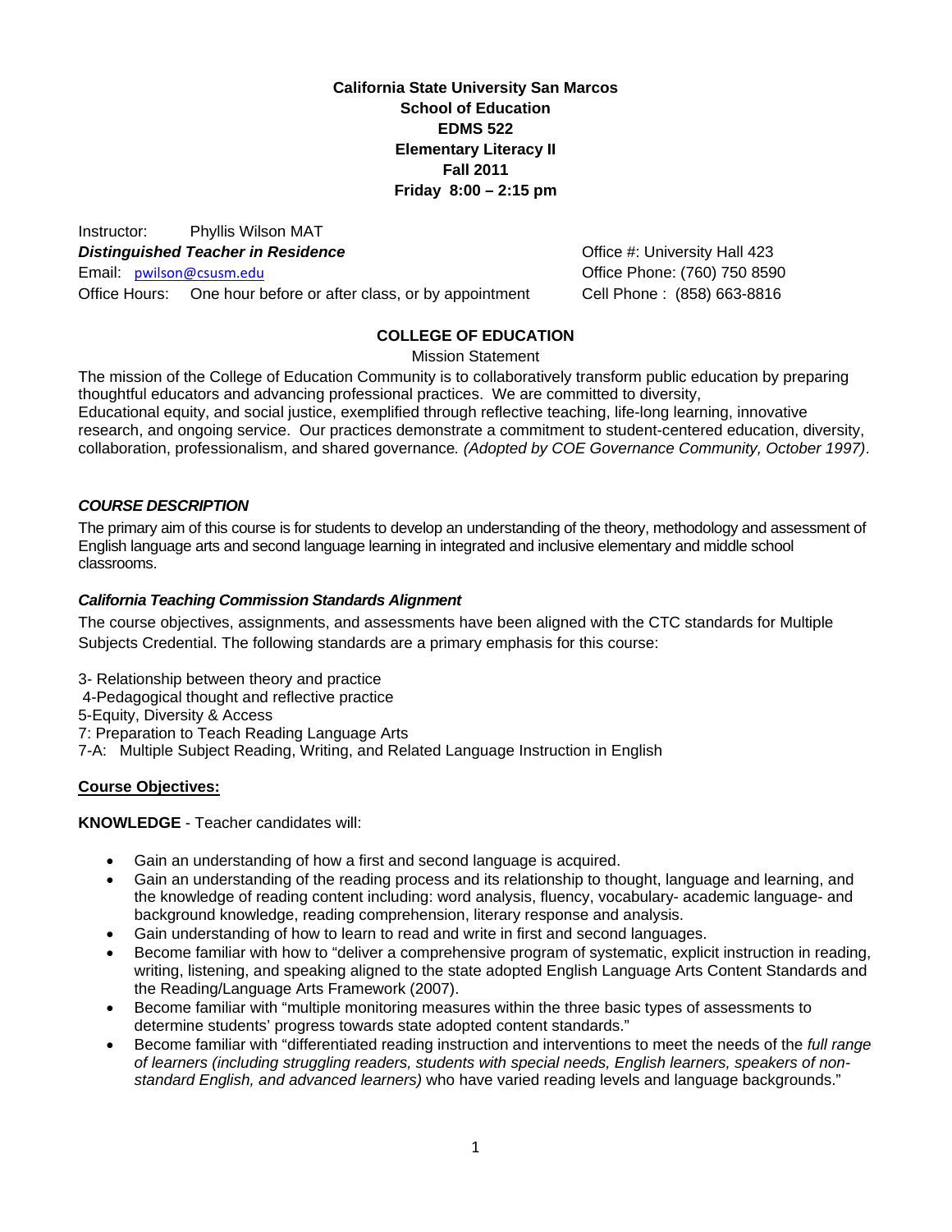**California State University San Marcos**
**School of Education**
**EDMS 522**
**Elementary Literacy II**
**Fall 2011**
**Friday 8:00 – 2:15 pm**

Instructor: Phyllis Wilson MAT
***Distinguished Teacher in Residence***
Email: pwilson@csusm.edu
Office Hours: One hour before or after class, or by appointment

Office #: University Hall 423
Office Phone: (760) 750 8590
Cell Phone : (858) 663-8816

## COLLEGE OF EDUCATION

Mission Statement

The mission of the College of Education Community is to collaboratively transform public education by preparing thoughtful educators and advancing professional practices. We are committed to diversity, Educational equity, and social justice, exemplified through reflective teaching, life-long learning, innovative research, and ongoing service. Our practices demonstrate a commitment to student-centered education, diversity, collaboration, professionalism, and shared governance. *(Adopted by COE Governance Community, October 1997)*.

### *COURSE DESCRIPTION*

The primary aim of this course is for students to develop an understanding of the theory, methodology and assessment of English language arts and second language learning in integrated and inclusive elementary and middle school classrooms.

#### *California Teaching Commission Standards Alignment*

The course objectives, assignments, and assessments have been aligned with the CTC standards for Multiple Subjects Credential. The following standards are a primary emphasis for this course:

3- Relationship between theory and practice
4-Pedagogical thought and reflective practice
5-Equity, Diversity & Access
7: Preparation to Teach Reading Language Arts
7-A: Multiple Subject Reading, Writing, and Related Language Instruction in English

**Course Objectives:**

**KNOWLEDGE** - Teacher candidates will:

- Gain an understanding of how a first and second language is acquired.
- Gain an understanding of the reading process and its relationship to thought, language and learning, and the knowledge of reading content including: word analysis, fluency, vocabulary- academic language- and background knowledge, reading comprehension, literary response and analysis.
- Gain understanding of how to learn to read and write in first and second languages.
- Become familiar with how to "deliver a comprehensive program of systematic, explicit instruction in reading, writing, listening, and speaking aligned to the state adopted English Language Arts Content Standards and the Reading/Language Arts Framework (2007).
- Become familiar with "multiple monitoring measures within the three basic types of assessments to determine students' progress towards state adopted content standards."
- Become familiar with "differentiated reading instruction and interventions to meet the needs of the *full range of learners (including struggling readers, students with special needs, English learners, speakers of non-standard English, and advanced learners)* who have varied reading levels and language backgrounds."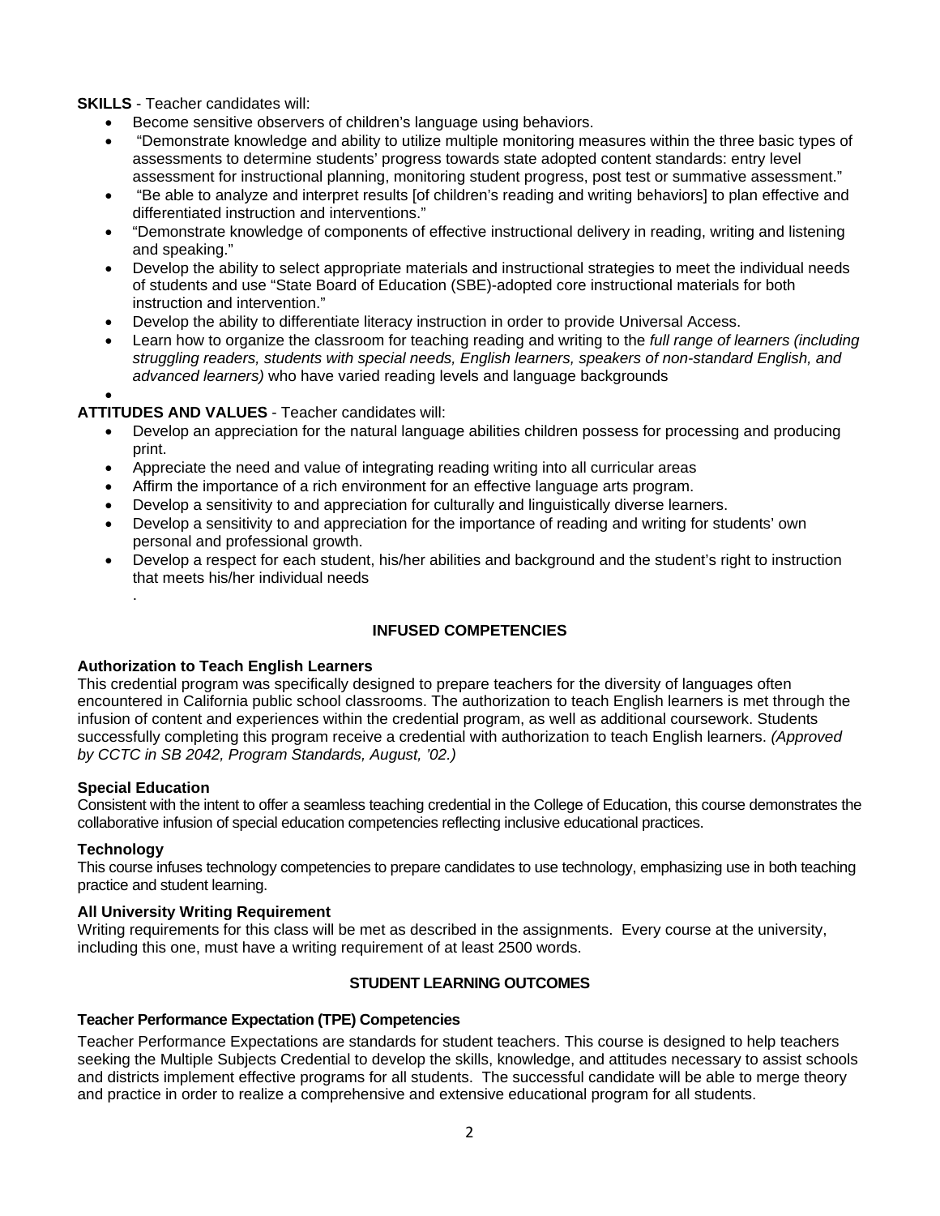**SKILLS** - Teacher candidates will:

- Become sensitive observers of children's language using behaviors.
- "Demonstrate knowledge and ability to utilize multiple monitoring measures within the three basic types of assessments to determine students' progress towards state adopted content standards: entry level assessment for instructional planning, monitoring student progress, post test or summative assessment."
- "Be able to analyze and interpret results [of children's reading and writing behaviors] to plan effective and differentiated instruction and interventions."
- "Demonstrate knowledge of components of effective instructional delivery in reading, writing and listening and speaking."
- Develop the ability to select appropriate materials and instructional strategies to meet the individual needs of students and use "State Board of Education (SBE)-adopted core instructional materials for both instruction and intervention."
- Develop the ability to differentiate literacy instruction in order to provide Universal Access.
- Learn how to organize the classroom for teaching reading and writing to the *full range of learners (including struggling readers, students with special needs, English learners, speakers of non-standard English, and advanced learners)* who have varied reading levels and language backgrounds

**ATTITUDES AND VALUES** - Teacher candidates will:

- Develop an appreciation for the natural language abilities children possess for processing and producing print.
- Appreciate the need and value of integrating reading writing into all curricular areas
- Affirm the importance of a rich environment for an effective language arts program.
- Develop a sensitivity to and appreciation for culturally and linguistically diverse learners.
- Develop a sensitivity to and appreciation for the importance of reading and writing for students' own personal and professional growth.
- Develop a respect for each student, his/her abilities and background and the student's right to instruction that meets his/her individual needs

## INFUSED COMPETENCIES

**Authorization to Teach English Learners**

This credential program was specifically designed to prepare teachers for the diversity of languages often encountered in California public school classrooms. The authorization to teach English learners is met through the infusion of content and experiences within the credential program, as well as additional coursework. Students successfully completing this program receive a credential with authorization to teach English learners. *(Approved by CCTC in SB 2042, Program Standards, August, '02.)*

**Special Education**

Consistent with the intent to offer a seamless teaching credential in the College of Education, this course demonstrates the collaborative infusion of special education competencies reflecting inclusive educational practices.

**Technology**

This course infuses technology competencies to prepare candidates to use technology, emphasizing use in both teaching practice and student learning.

**All University Writing Requirement**

Writing requirements for this class will be met as described in the assignments. Every course at the university, including this one, must have a writing requirement of at least 2500 words.

## STUDENT LEARNING OUTCOMES

**Teacher Performance Expectation (TPE) Competencies**

Teacher Performance Expectations are standards for student teachers. This course is designed to help teachers seeking the Multiple Subjects Credential to develop the skills, knowledge, and attitudes necessary to assist schools and districts implement effective programs for all students. The successful candidate will be able to merge theory and practice in order to realize a comprehensive and extensive educational program for all students.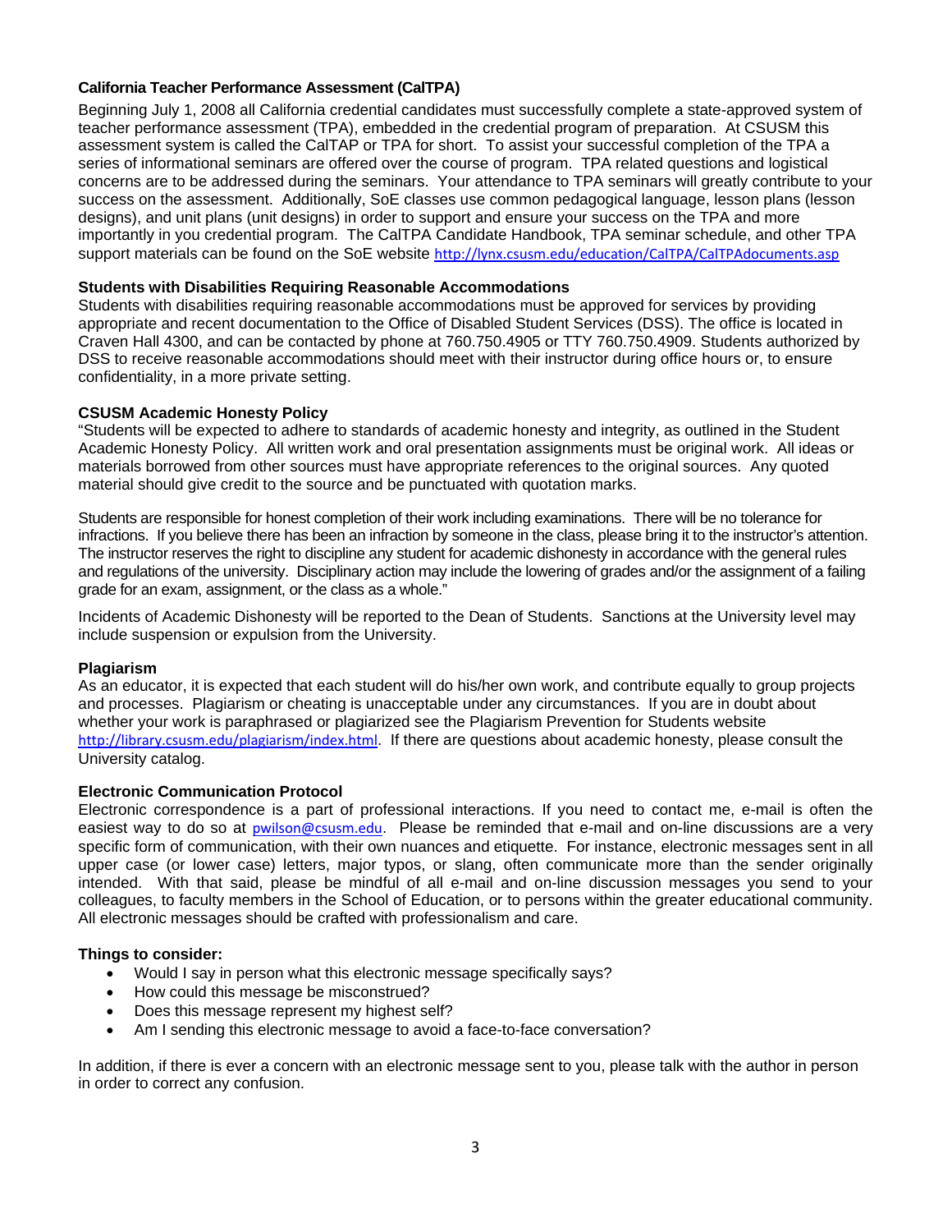**California Teacher Performance Assessment (CalTPA)**

Beginning July 1, 2008 all California credential candidates must successfully complete a state-approved system of teacher performance assessment (TPA), embedded in the credential program of preparation. At CSUSM this assessment system is called the CalTAP or TPA for short. To assist your successful completion of the TPA a series of informational seminars are offered over the course of program. TPA related questions and logistical concerns are to be addressed during the seminars. Your attendance to TPA seminars will greatly contribute to your success on the assessment. Additionally, SoE classes use common pedagogical language, lesson plans (lesson designs), and unit plans (unit designs) in order to support and ensure your success on the TPA and more importantly in you credential program. The CalTPA Candidate Handbook, TPA seminar schedule, and other TPA support materials can be found on the SoE website http://lynx.csusm.edu/education/CalTPA/CalTPAdocuments.asp

**Students with Disabilities Requiring Reasonable Accommodations**

Students with disabilities requiring reasonable accommodations must be approved for services by providing appropriate and recent documentation to the Office of Disabled Student Services (DSS). The office is located in Craven Hall 4300, and can be contacted by phone at 760.750.4905 or TTY 760.750.4909. Students authorized by DSS to receive reasonable accommodations should meet with their instructor during office hours or, to ensure confidentiality, in a more private setting.

**CSUSM Academic Honesty Policy**

"Students will be expected to adhere to standards of academic honesty and integrity, as outlined in the Student Academic Honesty Policy. All written work and oral presentation assignments must be original work. All ideas or materials borrowed from other sources must have appropriate references to the original sources. Any quoted material should give credit to the source and be punctuated with quotation marks.

Students are responsible for honest completion of their work including examinations. There will be no tolerance for infractions. If you believe there has been an infraction by someone in the class, please bring it to the instructor's attention. The instructor reserves the right to discipline any student for academic dishonesty in accordance with the general rules and regulations of the university. Disciplinary action may include the lowering of grades and/or the assignment of a failing grade for an exam, assignment, or the class as a whole."

Incidents of Academic Dishonesty will be reported to the Dean of Students. Sanctions at the University level may include suspension or expulsion from the University.

**Plagiarism**

As an educator, it is expected that each student will do his/her own work, and contribute equally to group projects and processes. Plagiarism or cheating is unacceptable under any circumstances. If you are in doubt about whether your work is paraphrased or plagiarized see the Plagiarism Prevention for Students website http://library.csusm.edu/plagiarism/index.html. If there are questions about academic honesty, please consult the University catalog.

**Electronic Communication Protocol**

Electronic correspondence is a part of professional interactions. If you need to contact me, e-mail is often the easiest way to do so at pwilson@csusm.edu. Please be reminded that e-mail and on-line discussions are a very specific form of communication, with their own nuances and etiquette. For instance, electronic messages sent in all upper case (or lower case) letters, major typos, or slang, often communicate more than the sender originally intended. With that said, please be mindful of all e-mail and on-line discussion messages you send to your colleagues, to faculty members in the School of Education, or to persons within the greater educational community. All electronic messages should be crafted with professionalism and care.

**Things to consider:**

- Would I say in person what this electronic message specifically says?
- How could this message be misconstrued?
- Does this message represent my highest self?
- Am I sending this electronic message to avoid a face-to-face conversation?

In addition, if there is ever a concern with an electronic message sent to you, please talk with the author in person in order to correct any confusion.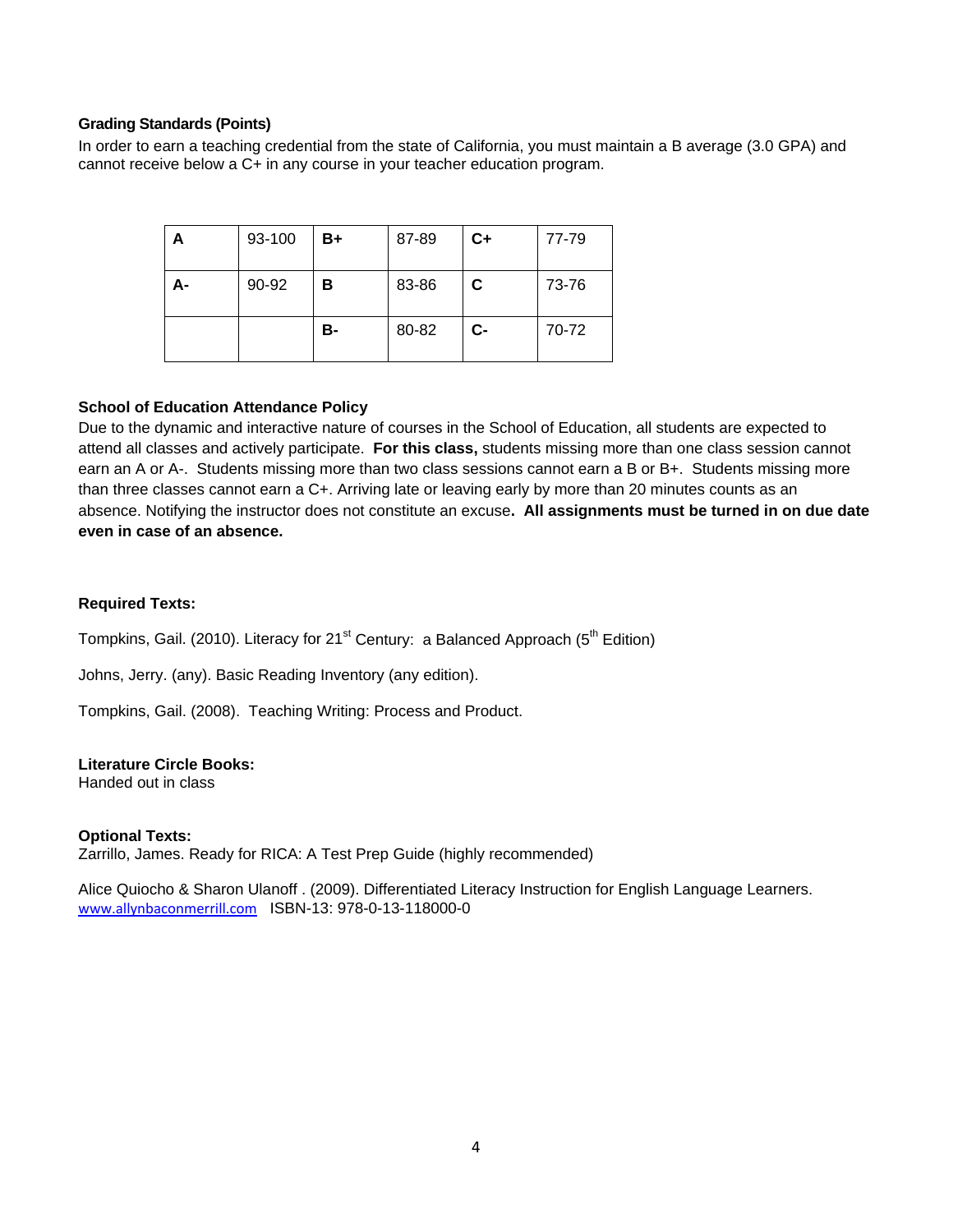**Grading Standards (Points)**

In order to earn a teaching credential from the state of California, you must maintain a B average (3.0 GPA) and cannot receive below a C+ in any course in your teacher education program.

| **A** | 93-100 | **B+** | 87-89 | **C+** | 77-79 |
|---|---|---|---|---|---|
| **A-** | 90-92 | **B** | 83-86 | **C** | 73-76 |
| | | **B-** | 80-82 | **C-** | 70-72 |

**School of Education Attendance Policy**

Due to the dynamic and interactive nature of courses in the School of Education, all students are expected to attend all classes and actively participate. **For this class,** students missing more than one class session cannot earn an A or A-. Students missing more than two class sessions cannot earn a B or B+. Students missing more than three classes cannot earn a C+. Arriving late or leaving early by more than 20 minutes counts as an absence. Notifying the instructor does not constitute an excuse**. All assignments must be turned in on due date even in case of an absence.**

**Required Texts:**

Tompkins, Gail. (2010). Literacy for 21st Century: a Balanced Approach (5th Edition)

Johns, Jerry. (any). Basic Reading Inventory (any edition).

Tompkins, Gail. (2008). Teaching Writing: Process and Product.

**Literature Circle Books:**

Handed out in class

**Optional Texts:**

Zarrillo, James. Ready for RICA: A Test Prep Guide (highly recommended)

Alice Quiocho & Sharon Ulanoff . (2009). Differentiated Literacy Instruction for English Language Learners. www.allynbaconmerrill.com ISBN-13: 978-0-13-118000-0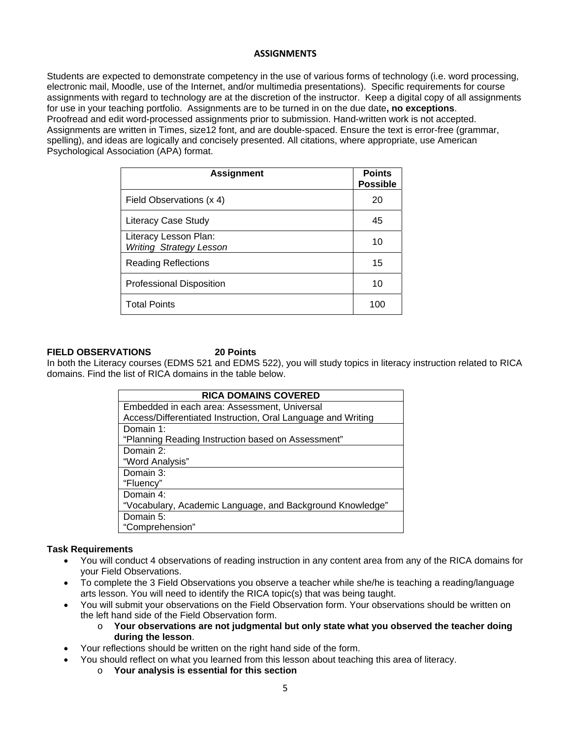## ASSIGNMENTS

Students are expected to demonstrate competency in the use of various forms of technology (i.e. word processing, electronic mail, Moodle, use of the Internet, and/or multimedia presentations). Specific requirements for course assignments with regard to technology are at the discretion of the instructor. Keep a digital copy of all assignments for use in your teaching portfolio. Assignments are to be turned in on the due date**, no exceptions**.
Proofread and edit word-processed assignments prior to submission. Hand-written work is not accepted. Assignments are written in Times, size12 font, and are double-spaced. Ensure the text is error-free (grammar, spelling), and ideas are logically and concisely presented. All citations, where appropriate, use American Psychological Association (APA) format.

| Assignment | Points Possible |
|---|---|
| Field Observations (x 4) | 20 |
| Literacy Case Study | 45 |
| Literacy Lesson Plan: *Writing Strategy Lesson* | 10 |
| Reading Reflections | 15 |
| Professional Disposition | 10 |
| Total Points | 100 |

**FIELD OBSERVATIONS 20 Points**

In both the Literacy courses (EDMS 521 and EDMS 522), you will study topics in literacy instruction related to RICA domains. Find the list of RICA domains in the table below.

| RICA DOMAINS COVERED |
|---|
| Embedded in each area: Assessment, Universal Access/Differentiated Instruction, Oral Language and Writing |
| Domain 1: "Planning Reading Instruction based on Assessment" |
| Domain 2: "Word Analysis" |
| Domain 3: "Fluency" |
| Domain 4: "Vocabulary, Academic Language, and Background Knowledge" |
| Domain 5: "Comprehension" |

**Task Requirements**

- You will conduct 4 observations of reading instruction in any content area from any of the RICA domains for your Field Observations.
- To complete the 3 Field Observations you observe a teacher while she/he is teaching a reading/language arts lesson. You will need to identify the RICA topic(s) that was being taught.
- You will submit your observations on the Field Observation form. Your observations should be written on the left hand side of the Field Observation form.
    - **Your observations are not judgmental but only state what you observed the teacher doing during the lesson**.
- Your reflections should be written on the right hand side of the form.
- You should reflect on what you learned from this lesson about teaching this area of literacy.
    - **Your analysis is essential for this section**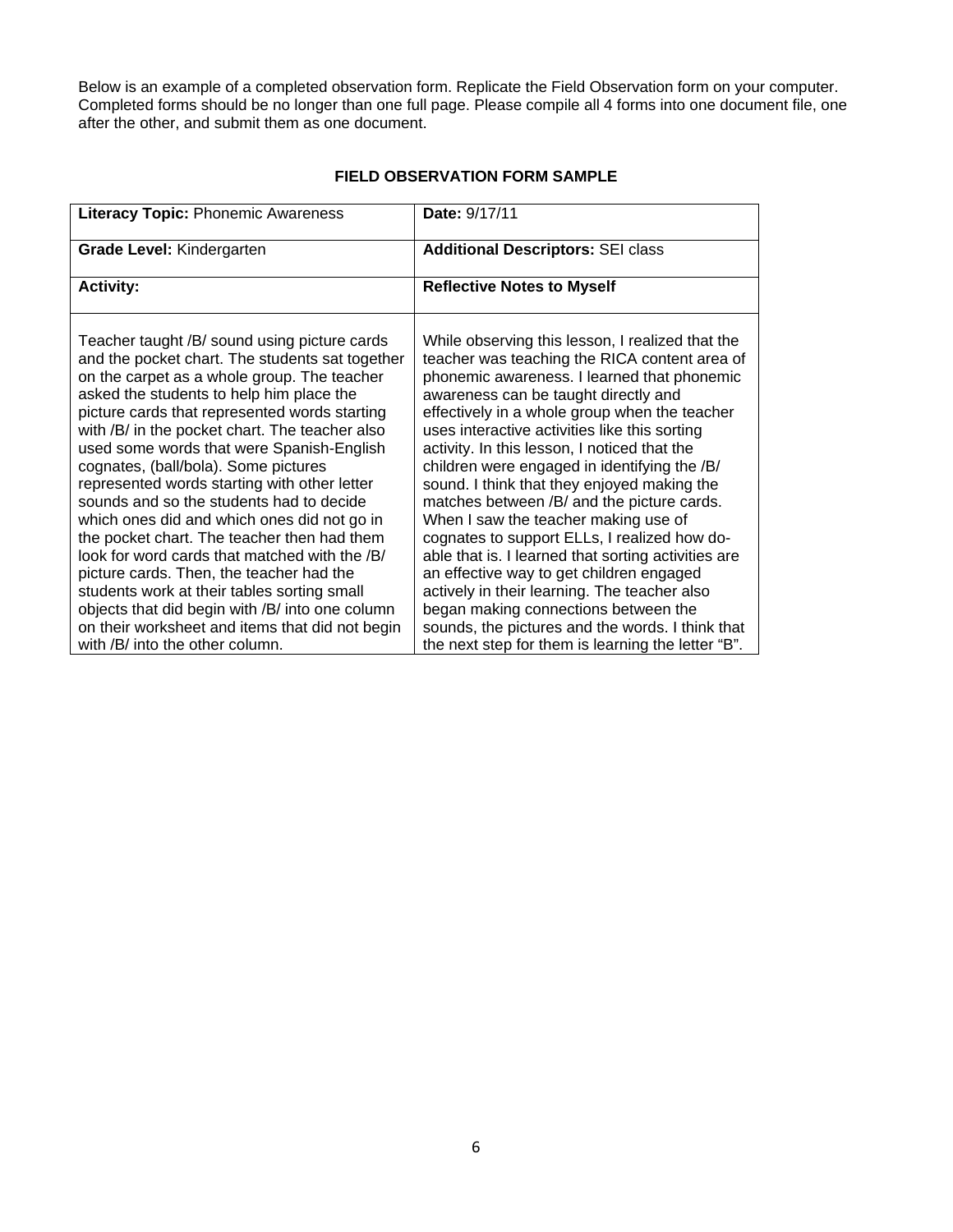Below is an example of a completed observation form. Replicate the Field Observation form on your computer. Completed forms should be no longer than one full page. Please compile all 4 forms into one document file, one after the other, and submit them as one document.

## FIELD OBSERVATION FORM SAMPLE

| **Literacy Topic:** Phonemic Awareness | **Date:** 9/17/11 |
|---|---|
| **Grade Level:** Kindergarten | **Additional Descriptors:** SEI class |
| **Activity:** | **Reflective Notes to Myself** |
| Teacher taught /B/ sound using picture cards and the pocket chart. The students sat together on the carpet as a whole group. The teacher asked the students to help him place the picture cards that represented words starting with /B/ in the pocket chart. The teacher also used some words that were Spanish-English cognates, (ball/bola). Some pictures represented words starting with other letter sounds and so the students had to decide which ones did and which ones did not go in the pocket chart. The teacher then had them look for word cards that matched with the /B/ picture cards. Then, the teacher had the students work at their tables sorting small objects that did begin with /B/ into one column on their worksheet and items that did not begin with /B/ into the other column. | While observing this lesson, I realized that the teacher was teaching the RICA content area of phonemic awareness. I learned that phonemic awareness can be taught directly and effectively in a whole group when the teacher uses interactive activities like this sorting activity. In this lesson, I noticed that the children were engaged in identifying the /B/ sound. I think that they enjoyed making the matches between /B/ and the picture cards. When I saw the teacher making use of cognates to support ELLs, I realized how do-able that is. I learned that sorting activities are an effective way to get children engaged actively in their learning. The teacher also began making connections between the sounds, the pictures and the words. I think that the next step for them is learning the letter "B". |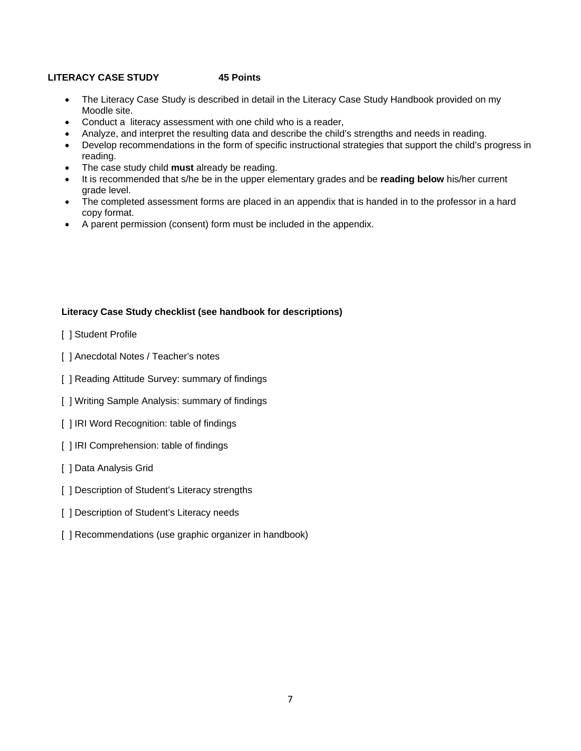**LITERACY CASE STUDY 45 Points**

- The Literacy Case Study is described in detail in the Literacy Case Study Handbook provided on my Moodle site.
- Conduct a literacy assessment with one child who is a reader,
- Analyze, and interpret the resulting data and describe the child's strengths and needs in reading.
- Develop recommendations in the form of specific instructional strategies that support the child's progress in reading.
- The case study child **must** already be reading.
- It is recommended that s/he be in the upper elementary grades and be **reading below** his/her current grade level.
- The completed assessment forms are placed in an appendix that is handed in to the professor in a hard copy format.
- A parent permission (consent) form must be included in the appendix.

**Literacy Case Study checklist (see handbook for descriptions)**

[ ] Student Profile

[ ] Anecdotal Notes / Teacher's notes

[ ] Reading Attitude Survey: summary of findings

[ ] Writing Sample Analysis: summary of findings

[ ] IRI Word Recognition: table of findings

[ ] IRI Comprehension: table of findings

[ ] Data Analysis Grid

[ ] Description of Student's Literacy strengths

[ ] Description of Student's Literacy needs

[ ] Recommendations (use graphic organizer in handbook)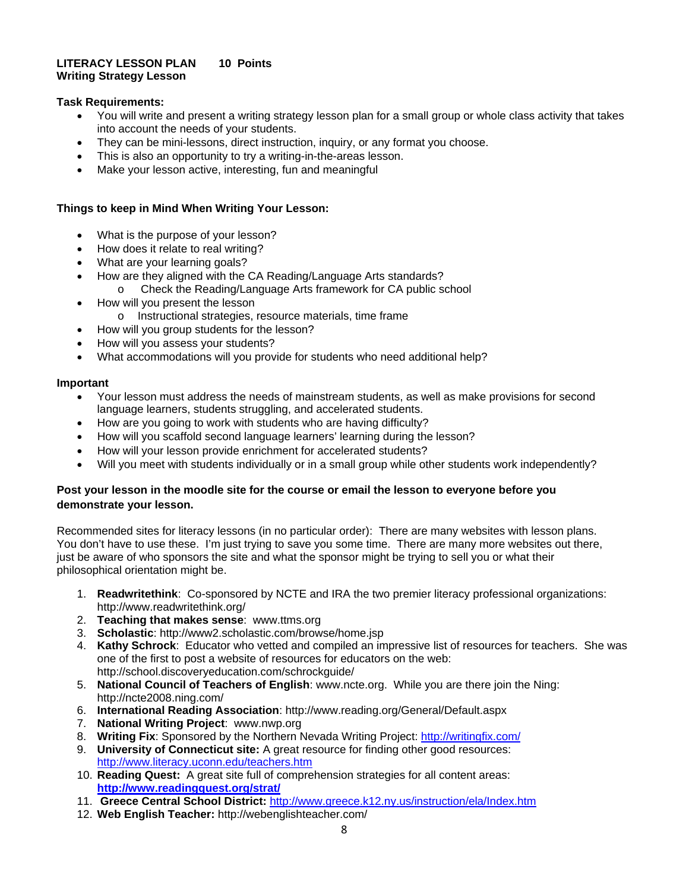**LITERACY LESSON PLAN 10 Points**
**Writing Strategy Lesson**

**Task Requirements:**

- You will write and present a writing strategy lesson plan for a small group or whole class activity that takes into account the needs of your students.
- They can be mini-lessons, direct instruction, inquiry, or any format you choose.
- This is also an opportunity to try a writing-in-the-areas lesson.
- Make your lesson active, interesting, fun and meaningful

**Things to keep in Mind When Writing Your Lesson:**

- What is the purpose of your lesson?
- How does it relate to real writing?
- What are your learning goals?
- How are they aligned with the CA Reading/Language Arts standards?
  - Check the Reading/Language Arts framework for CA public school
- How will you present the lesson
  - Instructional strategies, resource materials, time frame
- How will you group students for the lesson?
- How will you assess your students?
- What accommodations will you provide for students who need additional help?

**Important**

- Your lesson must address the needs of mainstream students, as well as make provisions for second language learners, students struggling, and accelerated students.
- How are you going to work with students who are having difficulty?
- How will you scaffold second language learners' learning during the lesson?
- How will your lesson provide enrichment for accelerated students?
- Will you meet with students individually or in a small group while other students work independently?

**Post your lesson in the moodle site for the course or email the lesson to everyone before you demonstrate your lesson.**

Recommended sites for literacy lessons (in no particular order): There are many websites with lesson plans. You don't have to use these. I'm just trying to save you some time. There are many more websites out there, just be aware of who sponsors the site and what the sponsor might be trying to sell you or what their philosophical orientation might be.

1. **Readwritethink**: Co-sponsored by NCTE and IRA the two premier literacy professional organizations: http://www.readwritethink.org/
2. **Teaching that makes sense**: www.ttms.org
3. **Scholastic**: http://www2.scholastic.com/browse/home.jsp
4. **Kathy Schrock**: Educator who vetted and compiled an impressive list of resources for teachers. She was one of the first to post a website of resources for educators on the web: http://school.discoveryeducation.com/schrockguide/
5. **National Council of Teachers of English**: www.ncte.org. While you are there join the Ning: http://ncte2008.ning.com/
6. **International Reading Association**: http://www.reading.org/General/Default.aspx
7. **National Writing Project**: www.nwp.org
8. **Writing Fix**: Sponsored by the Northern Nevada Writing Project: http://writingfix.com/
9. **University of Connecticut site:** A great resource for finding other good resources: http://www.literacy.uconn.edu/teachers.htm
10. **Reading Quest:** A great site full of comprehension strategies for all content areas: **http://www.readingquest.org/strat/**
11. **Greece Central School District:** http://www.greece.k12.ny.us/instruction/ela/Index.htm
12. **Web English Teacher:** http://webenglishteacher.com/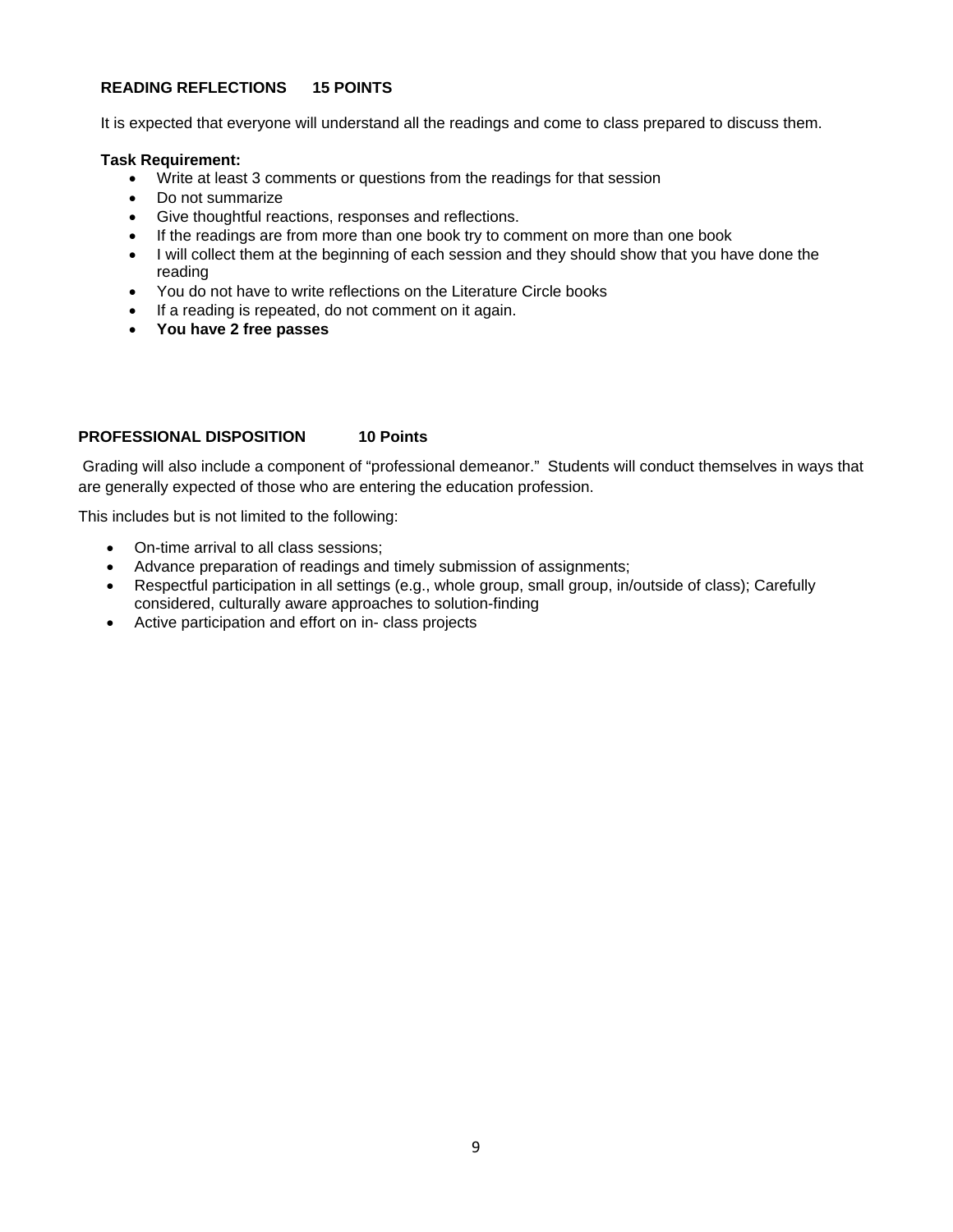**READING REFLECTIONS      15 POINTS**

It is expected that everyone will understand all the readings and come to class prepared to discuss them.

**Task Requirement:**

- Write at least 3 comments or questions from the readings for that session
- Do not summarize
- Give thoughtful reactions, responses and reflections.
- If the readings are from more than one book try to comment on more than one book
- I will collect them at the beginning of each session and they should show that you have done the reading
- You do not have to write reflections on the Literature Circle books
- If a reading is repeated, do not comment on it again.
- **You have 2 free passes**

**PROFESSIONAL DISPOSITION          10 Points**

Grading will also include a component of "professional demeanor." Students will conduct themselves in ways that are generally expected of those who are entering the education profession.

This includes but is not limited to the following:

- On-time arrival to all class sessions;
- Advance preparation of readings and timely submission of assignments;
- Respectful participation in all settings (e.g., whole group, small group, in/outside of class); Carefully considered, culturally aware approaches to solution-finding
- Active participation and effort on in- class projects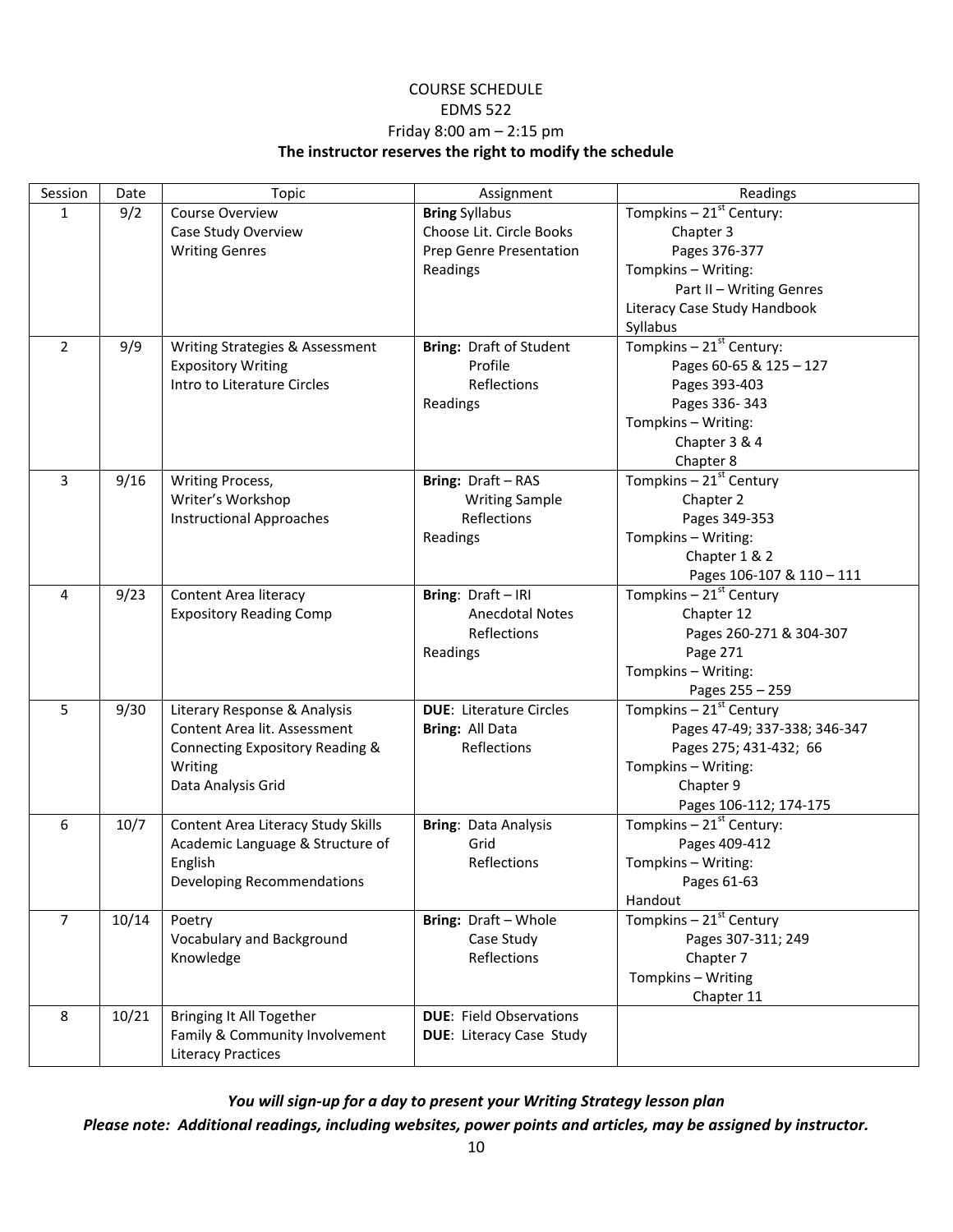# COURSE SCHEDULE

## EDMS 522

Friday 8:00 am – 2:15 pm

**The instructor reserves the right to modify the schedule**

| Session | Date | Topic | Assignment | Readings |
|---|---|---|---|---|
| 1 | 9/2 | Course Overview<br>Case Study Overview<br>Writing Genres | **Bring** Syllabus<br>Choose Lit. Circle Books<br>Prep Genre Presentation<br>Readings | Tompkins – 21st Century:<br>Chapter 3<br>Pages 376-377<br>Tompkins – Writing:<br>Part II – Writing Genres<br>Literacy Case Study Handbook<br>Syllabus |
| 2 | 9/9 | Writing Strategies & Assessment<br>Expository Writing<br>Intro to Literature Circles | **Bring:** Draft of Student Profile<br>Reflections<br>Readings | Tompkins – 21st Century:<br>Pages 60-65 & 125 – 127<br>Pages 393-403<br>Pages 336- 343<br>Tompkins – Writing:<br>Chapter 3 & 4<br>Chapter 8 |
| 3 | 9/16 | Writing Process,<br>Writer's Workshop<br>Instructional Approaches | **Bring:** Draft – RAS<br>Writing Sample<br>Reflections<br>Readings | Tompkins – 21st Century<br>Chapter 2<br>Pages 349-353<br>Tompkins – Writing:<br>Chapter 1 & 2<br>Pages 106-107 & 110 – 111 |
| 4 | 9/23 | Content Area literacy<br>Expository Reading Comp | **Bring**: Draft – IRI<br>Anecdotal Notes<br>Reflections<br>Readings | Tompkins – 21st Century<br>Chapter 12<br>Pages 260-271 & 304-307<br>Page 271<br>Tompkins – Writing:<br>Pages 255 – 259 |
| 5 | 9/30 | Literary Response & Analysis<br>Content Area lit. Assessment<br>Connecting Expository Reading & Writing<br>Data Analysis Grid | **DUE**: Literature Circles<br>**Bring:** All Data<br>Reflections | Tompkins – 21st Century<br>Pages 47-49; 337-338; 346-347<br>Pages 275; 431-432; 66<br>Tompkins – Writing:<br>Chapter 9<br>Pages 106-112; 174-175 |
| 6 | 10/7 | Content Area Literacy Study Skills<br>Academic Language & Structure of English<br>Developing Recommendations | **Bring**: Data Analysis Grid<br>Reflections | Tompkins – 21st Century:<br>Pages 409-412<br>Tompkins – Writing:<br>Pages 61-63<br>Handout |
| 7 | 10/14 | Poetry<br>Vocabulary and Background Knowledge | **Bring:** Draft – Whole Case Study<br>Reflections | Tompkins – 21st Century<br>Pages 307-311; 249<br>Chapter 7<br>Tompkins – Writing<br>Chapter 11 |
| 8 | 10/21 | Bringing It All Together<br>Family & Community Involvement<br>Literacy Practices | **DUE**: Field Observations<br>**DUE**: Literacy Case Study | |

***You will sign-up for a day to present your Writing Strategy lesson plan***

***Please note: Additional readings, including websites, power points and articles, may be assigned by instructor.***